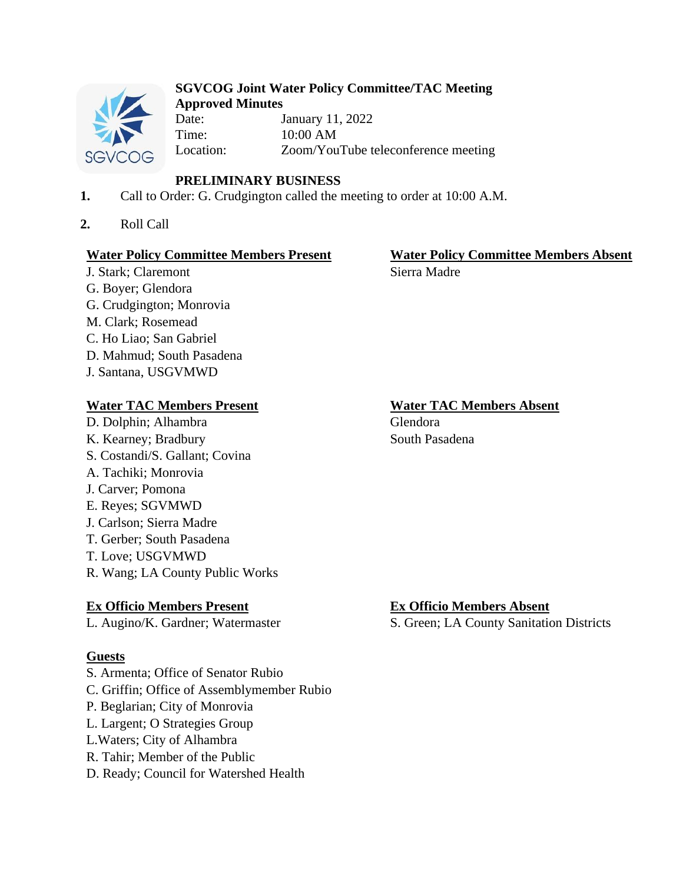**SGVCOG Joint Water Policy Committee/TAC Meeting**
**Approved Minutes**

Date: January 11, 2022
Time: 10:00 AM
Location: Zoom/YouTube teleconference meeting

**PRELIMINARY BUSINESS**

1. Call to Order: G. Crudgington called the meeting to order at 10:00 A.M.

2. Roll Call

**Water Policy Committee Members Present**
J. Stark; Claremont
G. Boyer; Glendora
G. Crudgington; Monrovia
M. Clark; Rosemead
C. Ho Liao; San Gabriel
D. Mahmud; South Pasadena
J. Santana, USGVMWD

**Water Policy Committee Members Absent**
Sierra Madre

**Water TAC Members Present**
D. Dolphin; Alhambra
K. Kearney; Bradbury
S. Costandi/S. Gallant; Covina
A. Tachiki; Monrovia
J. Carver; Pomona
E. Reyes; SGVMWD
J. Carlson; Sierra Madre
T. Gerber; South Pasadena
T. Love; USGVMWD
R. Wang; LA County Public Works

**Water TAC Members Absent**
Glendora
South Pasadena

**Ex Officio Members Present**
L. Augino/K. Gardner; Watermaster

**Ex Officio Members Absent**
S. Green; LA County Sanitation Districts

**Guests**
S. Armenta; Office of Senator Rubio
C. Griffin; Office of Assemblymember Rubio
P. Beglarian; City of Monrovia
L. Largent; O Strategies Group
L.Waters; City of Alhambra
R. Tahir; Member of the Public
D. Ready; Council for Watershed Health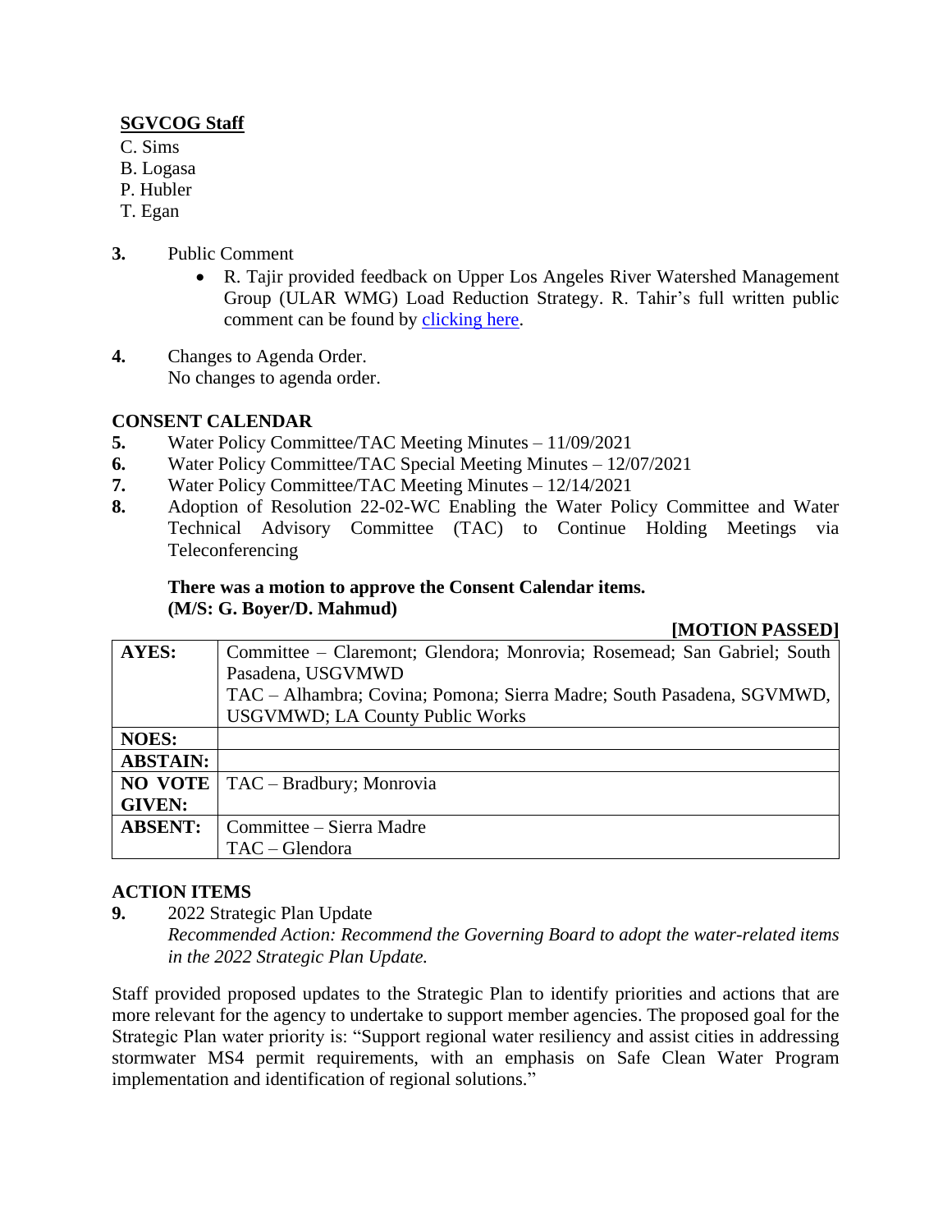**SGVCOG Staff**

C. Sims
B. Logasa
P. Hubler
T. Egan

3. Public Comment
   - R. Tajir provided feedback on Upper Los Angeles River Watershed Management Group (ULAR WMG) Load Reduction Strategy. R. Tahir's full written public comment can be found by clicking here.

4. Changes to Agenda Order.
   No changes to agenda order.

**CONSENT CALENDAR**

5. Water Policy Committee/TAC Meeting Minutes – 11/09/2021
6. Water Policy Committee/TAC Special Meeting Minutes – 12/07/2021
7. Water Policy Committee/TAC Meeting Minutes – 12/14/2021
8. Adoption of Resolution 22-02-WC Enabling the Water Policy Committee and Water Technical Advisory Committee (TAC) to Continue Holding Meetings via Teleconferencing

**There was a motion to approve the Consent Calendar items.**
**(M/S: G. Boyer/D. Mahmud)**

**[MOTION PASSED]**

| | |
|---|---|
| **AYES:** | Committee – Claremont; Glendora; Monrovia; Rosemead; San Gabriel; South Pasadena, USGVMWD<br>TAC – Alhambra; Covina; Pomona; Sierra Madre; South Pasadena, SGVMWD, USGVMWD; LA County Public Works |
| **NOES:** | |
| **ABSTAIN:** | |
| **NO VOTE GIVEN:** | TAC – Bradbury; Monrovia |
| **ABSENT:** | Committee – Sierra Madre<br>TAC – Glendora |

**ACTION ITEMS**

9. 2022 Strategic Plan Update
   *Recommended Action: Recommend the Governing Board to adopt the water-related items in the 2022 Strategic Plan Update.*

Staff provided proposed updates to the Strategic Plan to identify priorities and actions that are more relevant for the agency to undertake to support member agencies. The proposed goal for the Strategic Plan water priority is: "Support regional water resiliency and assist cities in addressing stormwater MS4 permit requirements, with an emphasis on Safe Clean Water Program implementation and identification of regional solutions."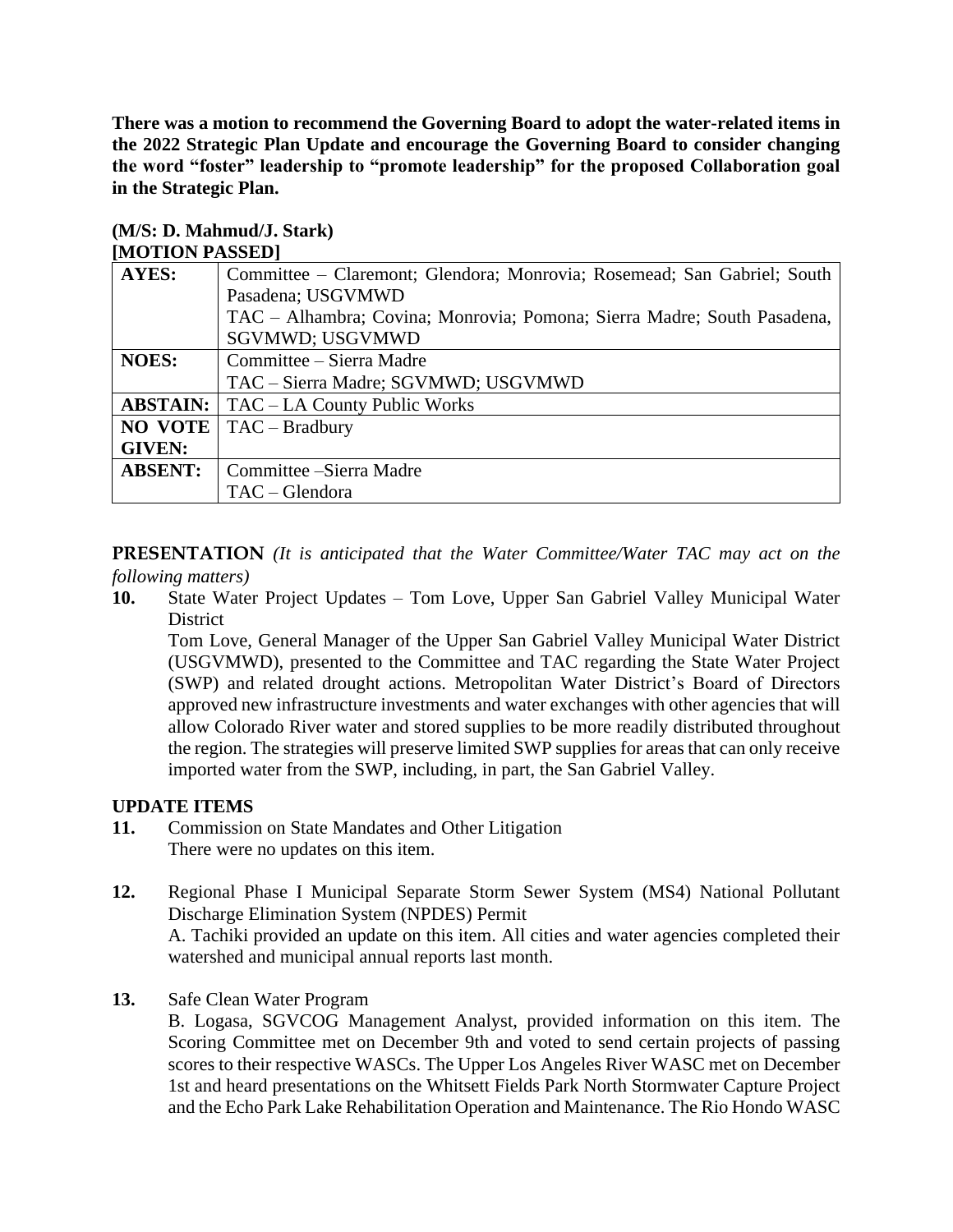**There was a motion to recommend the Governing Board to adopt the water-related items in the 2022 Strategic Plan Update and encourage the Governing Board to consider changing the word "foster" leadership to "promote leadership" for the proposed Collaboration goal in the Strategic Plan.**

**(M/S: D. Mahmud/J. Stark)**
**[MOTION PASSED]**

| | |
|---|---|
| **AYES:** | Committee – Claremont; Glendora; Monrovia; Rosemead; San Gabriel; South Pasadena; USGVMWD<br>TAC – Alhambra; Covina; Monrovia; Pomona; Sierra Madre; South Pasadena, SGVMWD; USGVMWD |
| **NOES:** | Committee – Sierra Madre<br>TAC – Sierra Madre; SGVMWD; USGVMWD |
| **ABSTAIN:** | TAC – LA County Public Works |
| **NO VOTE GIVEN:** | TAC – Bradbury |
| **ABSENT:** | Committee –Sierra Madre<br>TAC – Glendora |

**PRESENTATION** *(It is anticipated that the Water Committee/Water TAC may act on the following matters)*

**10.** State Water Project Updates – Tom Love, Upper San Gabriel Valley Municipal Water District

Tom Love, General Manager of the Upper San Gabriel Valley Municipal Water District (USGVMWD), presented to the Committee and TAC regarding the State Water Project (SWP) and related drought actions. Metropolitan Water District's Board of Directors approved new infrastructure investments and water exchanges with other agencies that will allow Colorado River water and stored supplies to be more readily distributed throughout the region. The strategies will preserve limited SWP supplies for areas that can only receive imported water from the SWP, including, in part, the San Gabriel Valley.

**UPDATE ITEMS**

**11.** Commission on State Mandates and Other Litigation

There were no updates on this item.

**12.** Regional Phase I Municipal Separate Storm Sewer System (MS4) National Pollutant Discharge Elimination System (NPDES) Permit

A. Tachiki provided an update on this item. All cities and water agencies completed their watershed and municipal annual reports last month.

**13.** Safe Clean Water Program

B. Logasa, SGVCOG Management Analyst, provided information on this item. The Scoring Committee met on December 9th and voted to send certain projects of passing scores to their respective WASCs. The Upper Los Angeles River WASC met on December 1st and heard presentations on the Whitsett Fields Park North Stormwater Capture Project and the Echo Park Lake Rehabilitation Operation and Maintenance. The Rio Hondo WASC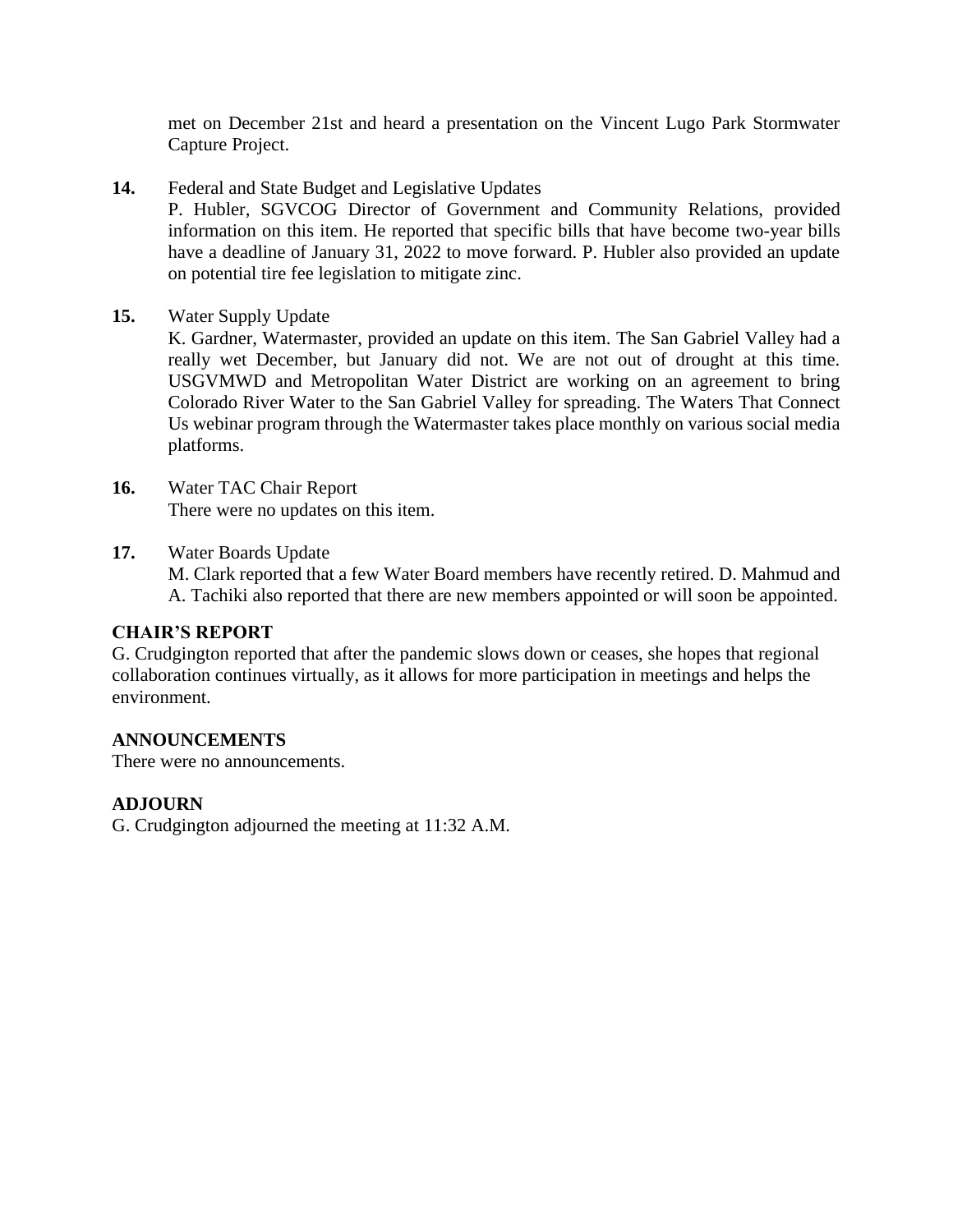met on December 21st and heard a presentation on the Vincent Lugo Park Stormwater Capture Project.

**14.** Federal and State Budget and Legislative Updates
P. Hubler, SGVCOG Director of Government and Community Relations, provided information on this item. He reported that specific bills that have become two-year bills have a deadline of January 31, 2022 to move forward. P. Hubler also provided an update on potential tire fee legislation to mitigate zinc.

**15.** Water Supply Update
K. Gardner, Watermaster, provided an update on this item. The San Gabriel Valley had a really wet December, but January did not. We are not out of drought at this time. USGVMWD and Metropolitan Water District are working on an agreement to bring Colorado River Water to the San Gabriel Valley for spreading. The Waters That Connect Us webinar program through the Watermaster takes place monthly on various social media platforms.

**16.** Water TAC Chair Report
There were no updates on this item.

**17.** Water Boards Update
M. Clark reported that a few Water Board members have recently retired. D. Mahmud and A. Tachiki also reported that there are new members appointed or will soon be appointed.

**CHAIR'S REPORT**

G. Crudgington reported that after the pandemic slows down or ceases, she hopes that regional collaboration continues virtually, as it allows for more participation in meetings and helps the environment.

**ANNOUNCEMENTS**

There were no announcements.

**ADJOURN**

G. Crudgington adjourned the meeting at 11:32 A.M.